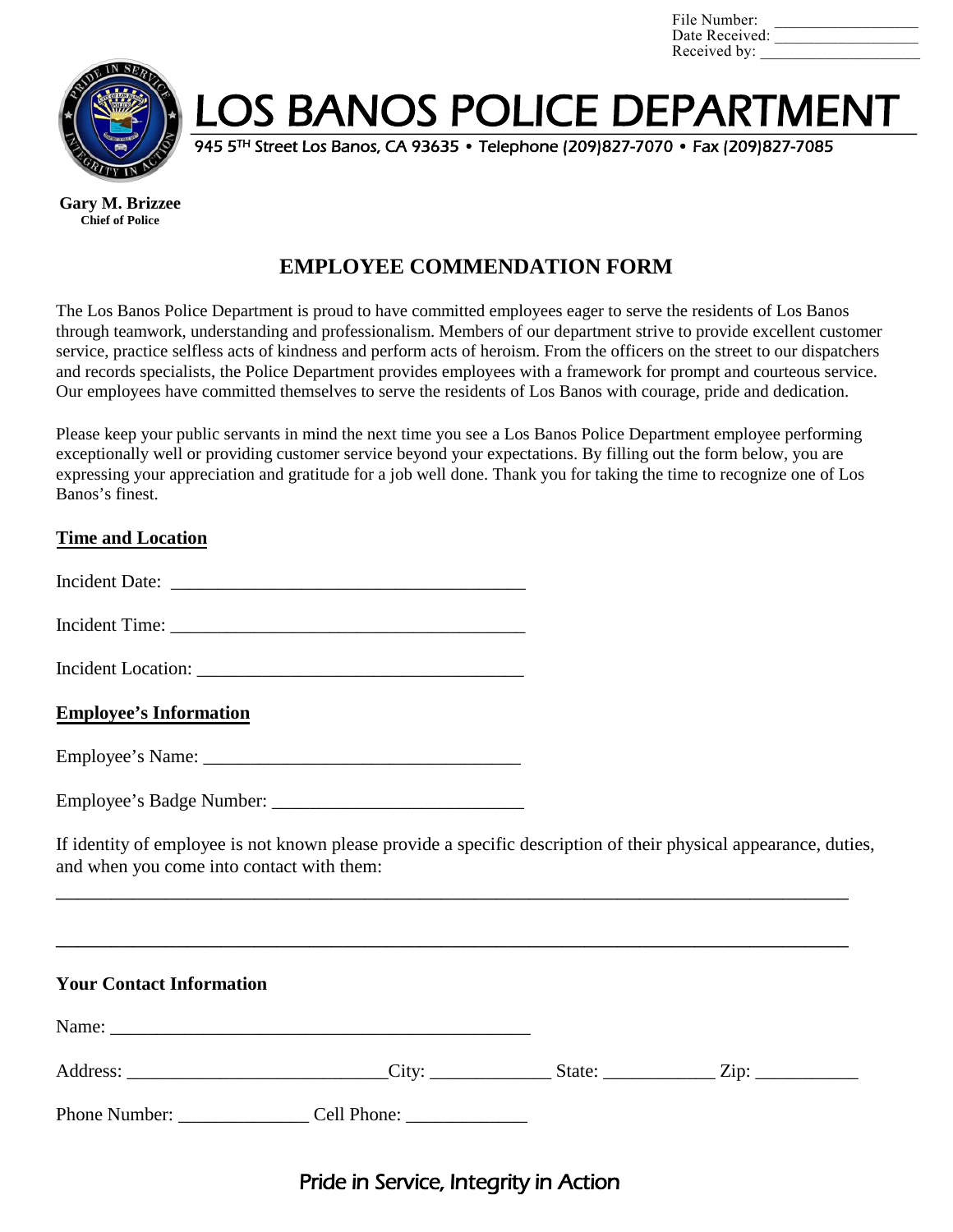File Number: ___________________
Date Received: ___________________
Received by: ___________________

# LOS BANOS POLICE DEPARTMENT

945 5TH Street Los Banos, CA 93635 • Telephone (209)827-7070 • Fax (209)827-7085

**Gary M. Brizzee**
**Chief of Police**

## EMPLOYEE COMMENDATION FORM

The Los Banos Police Department is proud to have committed employees eager to serve the residents of Los Banos through teamwork, understanding and professionalism. Members of our department strive to provide excellent customer service, practice selfless acts of kindness and perform acts of heroism. From the officers on the street to our dispatchers and records specialists, the Police Department provides employees with a framework for prompt and courteous service. Our employees have committed themselves to serve the residents of Los Banos with courage, pride and dedication.

Please keep your public servants in mind the next time you see a Los Banos Police Department employee performing exceptionally well or providing customer service beyond your expectations. By filling out the form below, you are expressing your appreciation and gratitude for a job well done. Thank you for taking the time to recognize one of Los Banos's finest.

### Time and Location

Incident Date: ______________________________________

Incident Time: ______________________________________

Incident Location: ___________________________________

### Employee's Information

Employee's Name: ___________________________________

Employee's Badge Number: ___________________________

If identity of employee is not known please provide a specific description of their physical appearance, duties, and when you come into contact with them:

_____________________________________________________________________________________

_____________________________________________________________________________________

### Your Contact Information

Name: _____________________________________________

Address: ___________________________City: _____________ State: ____________ Zip: ___________

Phone Number: ______________ Cell Phone: _____________

Pride in Service, Integrity in Action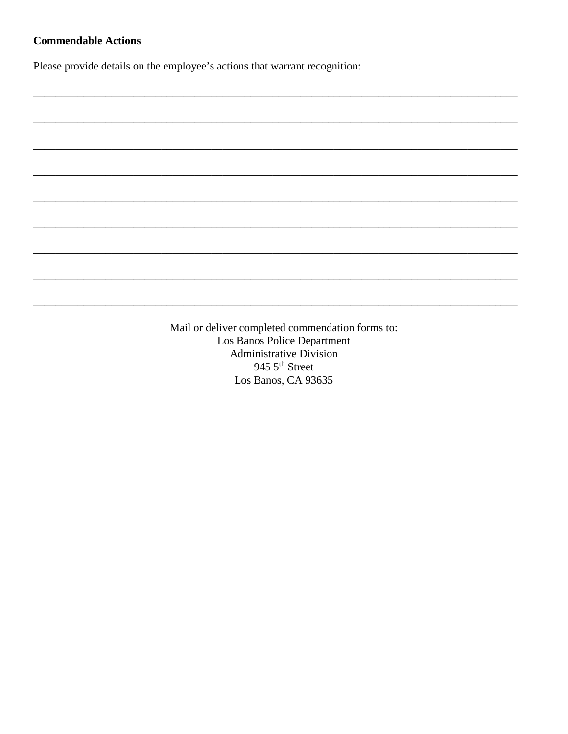**Commendable Actions**

Please provide details on the employee's actions that warrant recognition:

_______________________________________________________________________________

_______________________________________________________________________________

_______________________________________________________________________________

_______________________________________________________________________________

_______________________________________________________________________________

_______________________________________________________________________________

_______________________________________________________________________________

_______________________________________________________________________________

_______________________________________________________________________________

Mail or deliver completed commendation forms to:
Los Banos Police Department
Administrative Division
945 5th Street
Los Banos, CA 93635